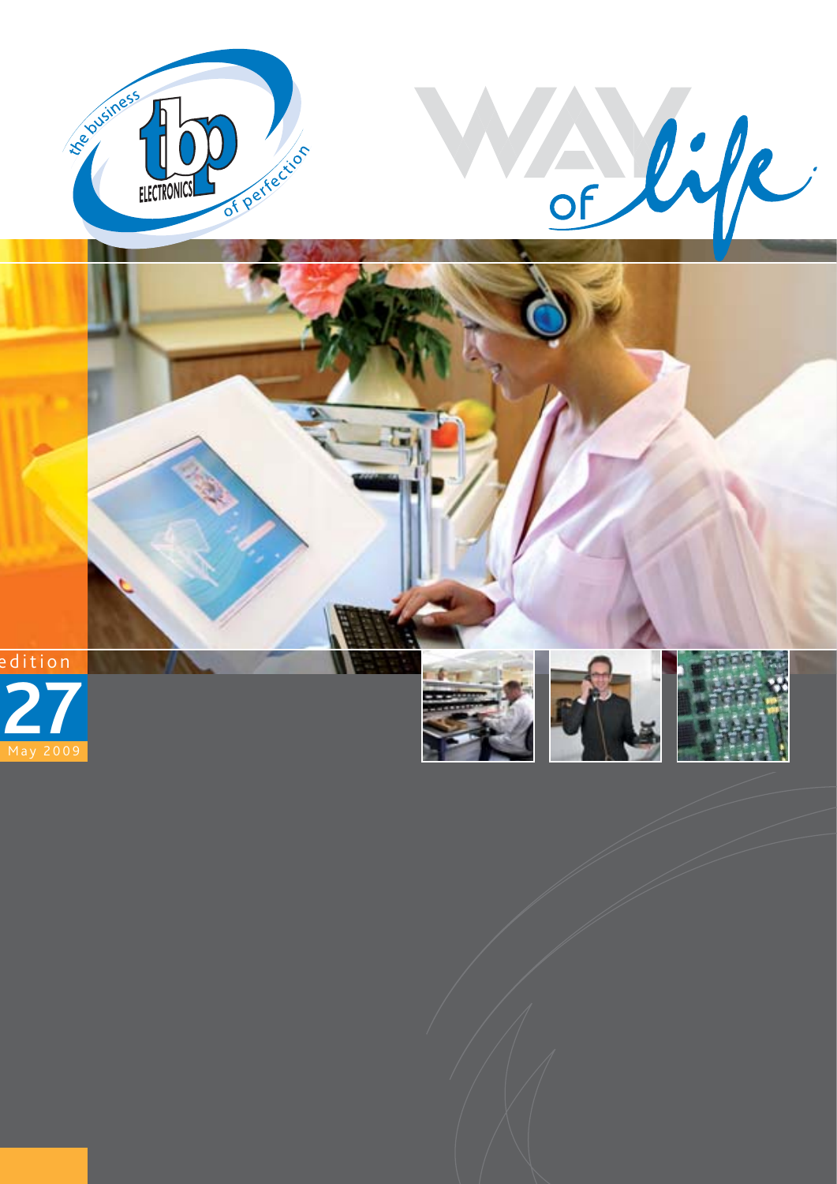the business of perfection

tbp ELECTRONICS

# WAY of life

edition

27

May 2009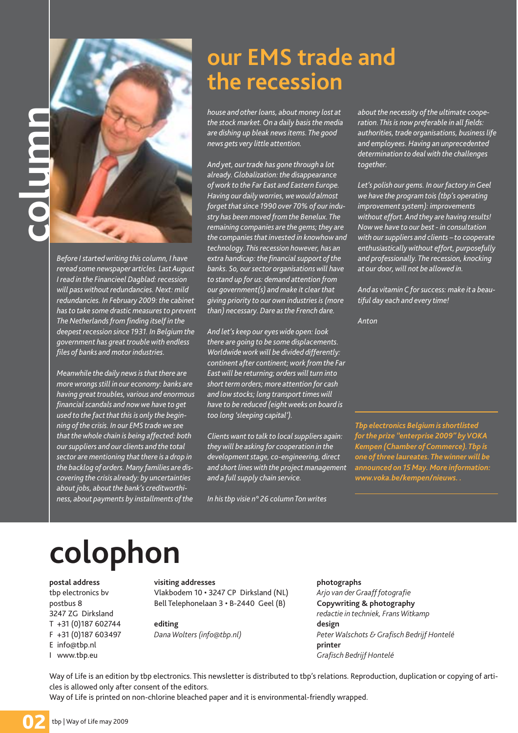column

# our EMS trade and the recession

*Before I started writing this column, I have reread some newspaper articles. Last August I read in the Financieel Dagblad: recession will pass without redundancies. Next: mild redundancies. In February 2009: the cabinet has to take some drastic measures to prevent The Netherlands from finding itself in the deepest recession since 1931. In Belgium the government has great trouble with endless files of banks and motor industries.*

*Meanwhile the daily news is that there are more wrongs still in our economy: banks are having great troubles, various and enormous financial scandals and now we have to get used to the fact that this is only the beginning of the crisis. In our EMS trade we see that the whole chain is being affected: both our suppliers and our clients and the total sector are mentioning that there is a drop in the backlog of orders. Many families are discovering the crisis already: by uncertainties about jobs, about the bank's creditworthiness, about payments by installments of the house and other loans, about money lost at the stock market. On a daily basis the media are dishing up bleak news items. The good news gets very little attention.*

*And yet, our trade has gone through a lot already. Globalization: the disappearance of work to the Far East and Eastern Europe. Having our daily worries, we would almost forget that since 1990 over 70% of our industry has been moved from the Benelux. The remaining companies are the gems; they are the companies that invested in knowhow and technology. This recession however, has an extra handicap: the financial support of the banks. So, our sector organisations will have to stand up for us: demand attention from our government(s) and make it clear that giving priority to our own industries is (more than) necessary. Dare as the French dare.*

*And let's keep our eyes wide open: look there are going to be some displacements. Worldwide work will be divided differently: continent after continent; work from the Far East will be returning; orders will turn into short term orders; more attention for cash and low stocks; long transport times will have to be reduced (eight weeks on board is too long 'sleeping capital').*

*Clients want to talk to local suppliers again: they will be asking for cooperation in the development stage, co-engineering, direct and short lines with the project management and a full supply chain service.*

*In his tbp visie n° 26 column Ton writes about the necessity of the ultimate cooperation. This is now preferable in all fields: authorities, trade organisations, business life and employees. Having an unprecedented determination to deal with the challenges together.*

*Let's polish our gems. In our factory in Geel we have the program tois (tbp's operating improvement system): improvements without effort. And they are having results! Now we have to our best - in consultation with our suppliers and clients – to cooperate enthusiastically without effort, purposefully and professionally. The recession, knocking at our door, will not be allowed in.*

*And as vitamin C for success: make it a beautiful day each and every time!*

*Anton*

***Tbp electronics Belgium is shortlisted for the prize "enterprise 2009" by VOKA Kempen (Chamber of Commerce). Tbp is one of three laureates. The winner will be announced on 15 May. More information: www.voka.be/kempen/nieuws. .***

# colophon

**postal address**
tbp electronics bv
postbus 8
3247 ZG Dirksland
T +31 (0)187 602744
F +31 (0)187 603497
E info@tbp.nl
I www.tbp.eu

**visiting addresses**
Vlakbodem 10 • 3247 CP Dirksland (NL)
Bell Telephonelaan 3 • B-2440 Geel (B)

**editing**
*Dana Wolters (info@tbp.nl)*

**photographs**
*Arjo van der Graaff fotografie*
**Copywriting & photography**
*redactie in techniek, Frans Witkamp*
**design**
*Peter Walschots & Grafisch Bedrijf Hontelé*
**printer**
*Grafisch Bedrijf Hontelé*

Way of Life is an edition by tbp electronics. This newsletter is distributed to tbp's relations. Reproduction, duplication or copying of articles is allowed only after consent of the editors.
Way of Life is printed on non-chlorine bleached paper and it is environmental-friendly wrapped.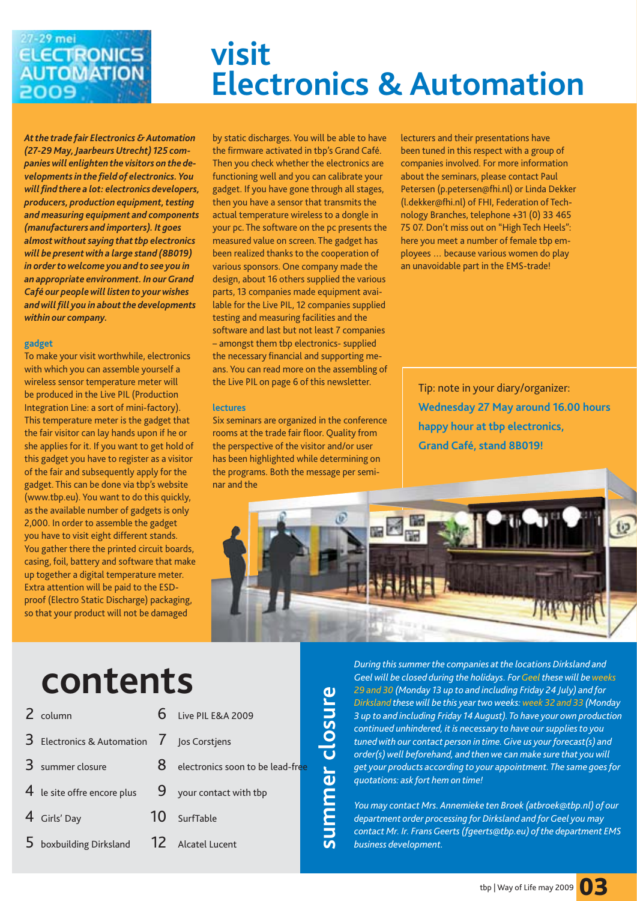27-29 mei ELECTRONICS AUTOMATION 2009

# visit Electronics & Automation

***At the trade fair Electronics & Automation (27-29 May, Jaarbeurs Utrecht) 125 companies will enlighten the visitors on the developments in the field of electronics. You will find there a lot: electronics developers, producers, production equipment, testing and measuring equipment and components (manufacturers and importers). It goes almost without saying that tbp electronics will be present with a large stand (8B019) in order to welcome you and to see you in an appropriate environment. In our Grand Café our people will listen to your wishes and will fill you in about the developments within our company.***

### gadget

To make your visit worthwhile, electronics with which you can assemble yourself a wireless sensor temperature meter will be produced in the Live PIL (Production Integration Line: a sort of mini-factory). This temperature meter is the gadget that the fair visitor can lay hands upon if he or she applies for it. If you want to get hold of this gadget you have to register as a visitor of the fair and subsequently apply for the gadget. This can be done via tbp's website (www.tbp.eu). You want to do this quickly, as the available number of gadgets is only 2,000. In order to assemble the gadget you have to visit eight different stands. You gather there the printed circuit boards, casing, foil, battery and software that make up together a digital temperature meter. Extra attention will be paid to the ESD-proof (Electro Static Discharge) packaging, so that your product will not be damaged by static discharges. You will be able to have the firmware activated in tbp's Grand Café. Then you check whether the electronics are functioning well and you can calibrate your gadget. If you have gone through all stages, then you have a sensor that transmits the actual temperature wireless to a dongle in your pc. The software on the pc presents the measured value on screen. The gadget has been realized thanks to the cooperation of various sponsors. One company made the design, about 16 others supplied the various parts, 13 companies made equipment available for the Live PIL, 12 companies supplied testing and measuring facilities and the software and last but not least 7 companies – amongst them tbp electronics- supplied the necessary financial and supporting means. You can read more on the assembling of the Live PIL on page 6 of this newsletter.

### lectures

Six seminars are organized in the conference rooms at the trade fair floor. Quality from the perspective of the visitor and/or user has been highlighted while determining on the programs. Both the message per seminar and the lecturers and their presentations have been tuned in this respect with a group of companies involved. For more information about the seminars, please contact Paul Petersen (p.petersen@fhi.nl) or Linda Dekker (l.dekker@fhi.nl) of FHI, Federation of Technology Branches, telephone +31 (0) 33 465 75 07. Don't miss out on "High Tech Heels": here you meet a number of female tbp employees … because various women do play an unavoidable part in the EMS-trade!

Tip: note in your diary/organizer:
**Wednesday 27 May around 16.00 hours happy hour at tbp electronics, Grand Café, stand 8B019!**

# contents

| | | | |
|---|---|---|---|
| 2 | column | 6 | Live PIL E&A 2009 |
| 3 | Electronics & Automation | 7 | Jos Corstjens |
| 3 | summer closure | 8 | electronics soon to be lead-free |
| 4 | le site offre encore plus | 9 | your contact with tbp |
| 4 | Girls' Day | 10 | SurfTable |
| 5 | boxbuilding Dirksland | 12 | Alcatel Lucent |

## summer closure

*During this summer the companies at the locations Dirksland and Geel will be closed during the holidays. For Geel these will be weeks 29 and 30 (Monday 13 up to and including Friday 24 July) and for Dirksland these will be this year two weeks: week 32 and 33 (Monday 3 up to and including Friday 14 August). To have your own production continued unhindered, it is necessary to have our supplies to you tuned with our contact person in time. Give us your forecast(s) and order(s) well beforehand, and then we can make sure that you will get your products according to your appointment. The same goes for quotations: ask fort hem on time!*

*You may contact Mrs. Annemieke ten Broek (atbroek@tbp.nl) of our department order processing for Dirksland and for Geel you may contact Mr. Ir. Frans Geerts (fgeerts@tbp.eu) of the department EMS business development.*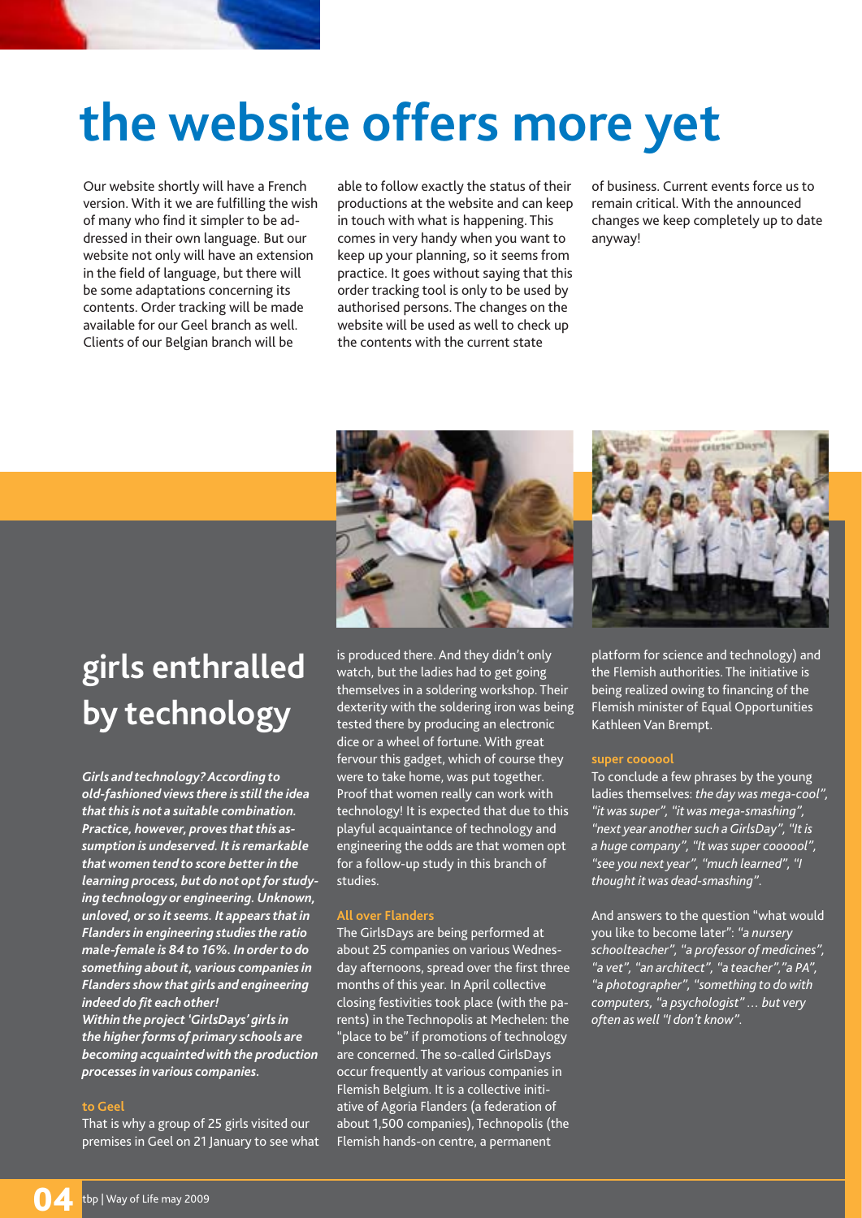# the website offers more yet

Our website shortly will have a French version. With it we are fulfilling the wish of many who find it simpler to be addressed in their own language. But our website not only will have an extension in the field of language, but there will be some adaptations concerning its contents. Order tracking will be made available for our Geel branch as well. Clients of our Belgian branch will be able to follow exactly the status of their productions at the website and can keep in touch with what is happening. This comes in very handy when you want to keep up your planning, so it seems from practice. It goes without saying that this order tracking tool is only to be used by authorised persons. The changes on the website will be used as well to check up the contents with the current state of business. Current events force us to remain critical. With the announced changes we keep completely up to date anyway!

# girls enthralled by technology

***Girls and technology? According to old-fashioned views there is still the idea that this is not a suitable combination. Practice, however, proves that this assumption is undeserved. It is remarkable that women tend to score better in the learning process, but do not opt for studying technology or engineering. Unknown, unloved, or so it seems. It appears that in Flanders in engineering studies the ratio male-female is 84 to 16%. In order to do something about it, various companies in Flanders show that girls and engineering indeed do fit each other!***

***Within the project 'GirlsDays' girls in the higher forms of primary schools are becoming acquainted with the production processes in various companies.***

### to Geel

That is why a group of 25 girls visited our premises in Geel on 21 January to see what is produced there. And they didn't only watch, but the ladies had to get going themselves in a soldering workshop. Their dexterity with the soldering iron was being tested there by producing an electronic dice or a wheel of fortune. With great fervour this gadget, which of course they were to take home, was put together. Proof that women really can work with technology! It is expected that due to this playful acquaintance of technology and engineering the odds are that women opt for a follow-up study in this branch of studies.

### All over Flanders

The GirlsDays are being performed at about 25 companies on various Wednesday afternoons, spread over the first three months of this year. In April collective closing festivities took place (with the parents) in the Technopolis at Mechelen: the "place to be" if promotions of technology are concerned. The so-called GirlsDays occur frequently at various companies in Flemish Belgium. It is a collective initiative of Agoria Flanders (a federation of about 1,500 companies), Technopolis (the Flemish hands-on centre, a permanent platform for science and technology) and the Flemish authorities. The initiative is being realized owing to financing of the Flemish minister of Equal Opportunities Kathleen Van Brempt.

### super coooool

To conclude a few phrases by the young ladies themselves: *the day was mega-cool", "it was super", "it was mega-smashing", "next year another such a GirlsDay", "It is a huge company", "It was super coooool", "see you next year", "much learned", "I thought it was dead-smashing".*

And answers to the question "what would you like to become later": *"a nursery schoolteacher", "a professor of medicines", "a vet", "an architect", "a teacher","a PA", "a photographer", "something to do with computers, "a psychologist" … but very often as well "I don't know".*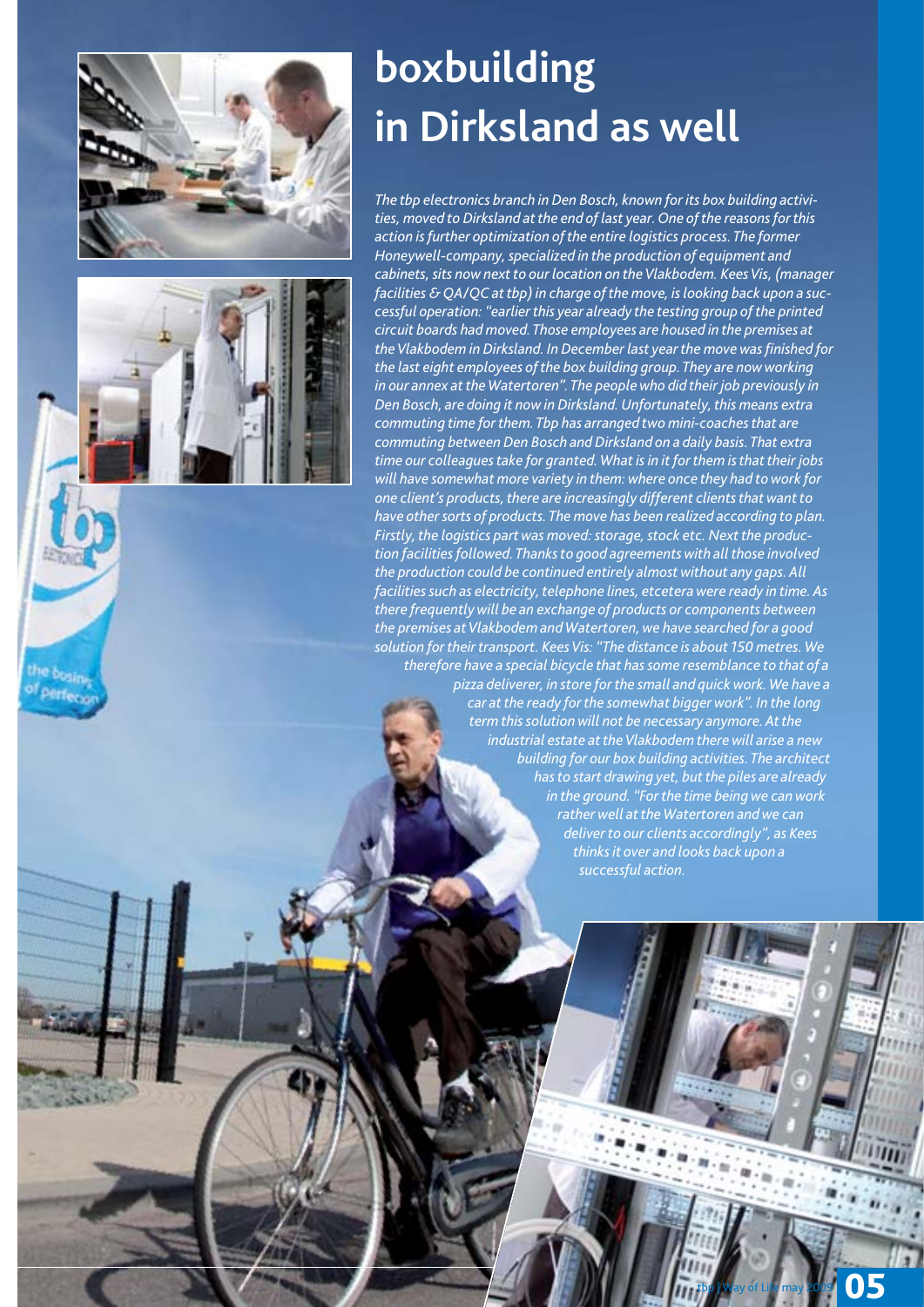# boxbuilding in Dirksland as well

*The tbp electronics branch in Den Bosch, known for its box building activities, moved to Dirksland at the end of last year. One of the reasons for this action is further optimization of the entire logistics process. The former Honeywell-company, specialized in the production of equipment and cabinets, sits now next to our location on the Vlakbodem. Kees Vis, (manager facilities & QA/QC at tbp) in charge of the move, is looking back upon a successful operation: "earlier this year already the testing group of the printed circuit boards had moved. Those employees are housed in the premises at the Vlakbodem in Dirksland. In December last year the move was finished for the last eight employees of the box building group. They are now working in our annex at the Watertoren". The people who did their job previously in Den Bosch, are doing it now in Dirksland. Unfortunately, this means extra commuting time for them. Tbp has arranged two mini-coaches that are commuting between Den Bosch and Dirksland on a daily basis. That extra time our colleagues take for granted. What is in it for them is that their jobs will have somewhat more variety in them: where once they had to work for one client's products, there are increasingly different clients that want to have other sorts of products. The move has been realized according to plan. Firstly, the logistics part was moved: storage, stock etc. Next the production facilities followed. Thanks to good agreements with all those involved the production could be continued entirely almost without any gaps. All facilities such as electricity, telephone lines, etcetera were ready in time. As there frequently will be an exchange of products or components between the premises at Vlakbodem and Watertoren, we have searched for a good solution for their transport. Kees Vis: "The distance is about 150 metres. We therefore have a special bicycle that has some resemblance to that of a pizza deliverer, in store for the small and quick work. We have a car at the ready for the somewhat bigger work". In the long term this solution will not be necessary anymore. At the industrial estate at the Vlakbodem there will arise a new building for our box building activities. The architect has to start drawing yet, but the piles are already in the ground. "For the time being we can work rather well at the Watertoren and we can deliver to our clients accordingly", as Kees thinks it over and looks back upon a successful action.*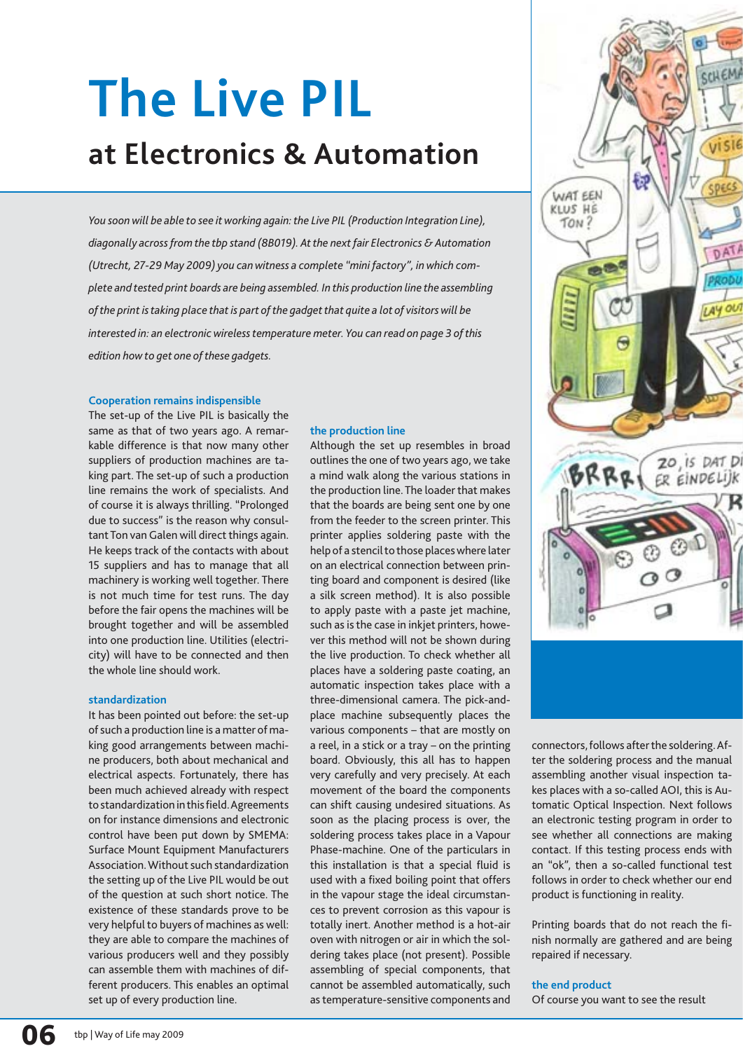# The Live PIL

## at Electronics & Automation

*You soon will be able to see it working again: the Live PIL (Production Integration Line), diagonally across from the tbp stand (8B019). At the next fair Electronics & Automation (Utrecht, 27-29 May 2009) you can witness a complete "mini factory", in which complete and tested print boards are being assembled. In this production line the assembling of the print is taking place that is part of the gadget that quite a lot of visitors will be interested in: an electronic wireless temperature meter. You can read on page 3 of this edition how to get one of these gadgets.*

### Cooperation remains indispensible

The set-up of the Live PIL is basically the same as that of two years ago. A remarkable difference is that now many other suppliers of production machines are taking part. The set-up of such a production line remains the work of specialists. And of course it is always thrilling. "Prolonged due to success" is the reason why consultant Ton van Galen will direct things again. He keeps track of the contacts with about 15 suppliers and has to manage that all machinery is working well together. There is not much time for test runs. The day before the fair opens the machines will be brought together and will be assembled into one production line. Utilities (electricity) will have to be connected and then the whole line should work.

### standardization

It has been pointed out before: the set-up of such a production line is a matter of making good arrangements between machine producers, both about mechanical and electrical aspects. Fortunately, there has been much achieved with respect to standardization in this field. Agreements on for instance dimensions and electronic control have been put down by SMEMA: Surface Mount Equipment Manufacturers Association. Without such standardization the setting up of the Live PIL would be out of the question at such short notice. The existence of these standards prove to be very helpful to buyers of machines as well: they are able to compare the machines of various producers well and they possibly can assemble them with machines of different producers. This enables an optimal set up of every production line.

### the production line

Although the set up resembles in broad outlines the one of two years ago, we take a mind walk along the various stations in the production line. The loader that makes that the boards are being sent one by one from the feeder to the screen printer. This printer applies soldering paste with the help of a stencil to those places where later on an electrical connection between printing board and component is desired (like a silk screen method). It is also possible to apply paste with a paste jet machine, such as is the case in inkjet printers, however this method will not be shown during the live production. To check whether all places have a soldering paste coating, an automatic inspection takes place with a three-dimensional camera. The pick-and-place machine subsequently places the various components – that are mostly on a reel, in a stick or a tray – on the printing board. Obviously, this all has to happen very carefully and very precisely. At each movement of the board the components can shift causing undesired situations. As soon as the placing process is over, the soldering process takes place in a Vapour Phase-machine. One of the particulars in this installation is that a special fluid is used with a fixed boiling point that offers in the vapour stage the ideal circumstances to prevent corrosion as this vapour is totally inert. Another method is a hot-air oven with nitrogen or air in which the soldering takes place (not present). Possible assembling of special components, that cannot be assembled automatically, such as temperature-sensitive components and connectors, follows after the soldering. After the soldering process and the manual assembling another visual inspection takes places with a so-called AOI, this is Automatic Optical Inspection. Next follows an electronic testing program in order to see whether all connections are making contact. If this testing process ends with an "ok", then a so-called functional test follows in order to check whether our end product is functioning in reality.

Printing boards that do not reach the finish normally are gathered and are being repaired if necessary.

### the end product

Of course you want to see the result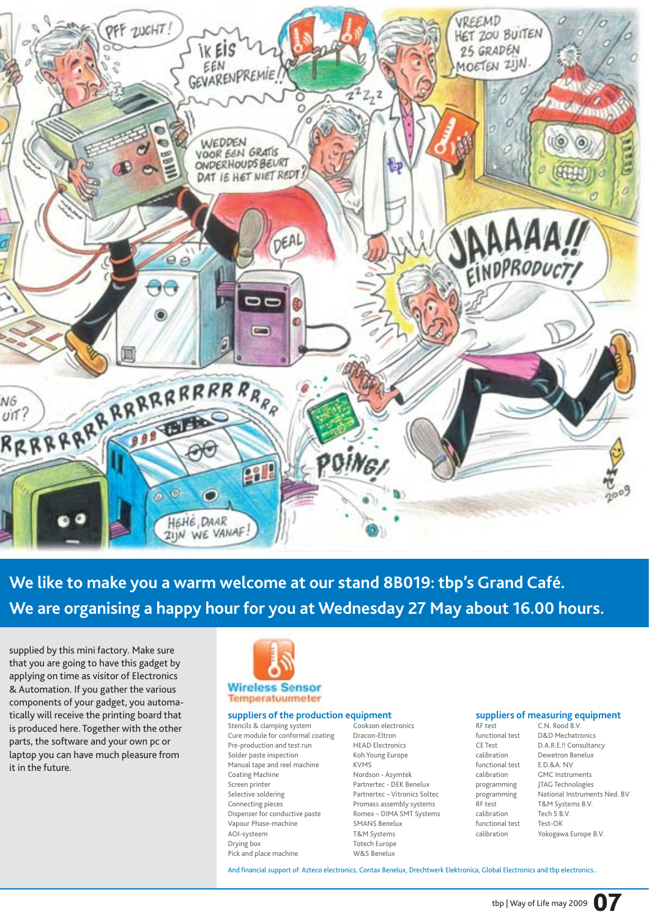**We like to make you a warm welcome at our stand 8B019: tbp's Grand Café.**
**We are organising a happy hour for you at Wednesday 27 May about 16.00 hours.**

supplied by this mini factory. Make sure that you are going to have this gadget by applying on time as visitor of Electronics & Automation. If you gather the various components of your gadget, you automatically will receive the printing board that is produced here. Together with the other parts, the software and your own pc or laptop you can have much pleasure from it in the future.

Wireless Sensor
Temperatuurmeter

## suppliers of the production equipment

| | |
|---|---|
| Stencils & clamping system | Cookson electronics |
| Cure module for conformal coating | Dracon-Eltron |
| Pre-production and test run | HEAD Electronics |
| Solder paste inspection | Koh Young Europe |
| Manual tape and reel machine | KVMS |
| Coating Machine | Nordson - Asymtek |
| Screen printer | Partnertec - DEK Benelux |
| Selective soldering | Partnertec – Vitronics Soltec |
| Connecting pieces | Promass assembly systems |
| Dispenser for conductive paste | Romex – DIMA SMT Systems |
| Vapour Phase-machine | SMANS Benelux |
| AOI-systeem | T&M Systems |
| Drying box | Totech Europe |
| Pick and place machine | W&S Benelux |

## suppliers of measuring equipment

| | |
|---|---|
| RF test | C.N. Rood B.V. |
| functional test | D&D Mechatronics |
| CE Test | D.A.R.E.!! Consultancy |
| calibration | Dewetron Benelux |
| functional test | E.D.&A. NV |
| calibration | GMC Instruments |
| programming | JTAG Technologies |
| programming | National Instruments Ned. BV |
| RF test | T&M Systems B.V. |
| calibration | Tech 5 B.V. |
| functional test | Test-OK |
| calibration | Yokogawa Europe B.V. |

And financial support of: Azteco electronics, Contax Benelux, Drechtwerk Elektronica, Global Electronics and tbp electronics..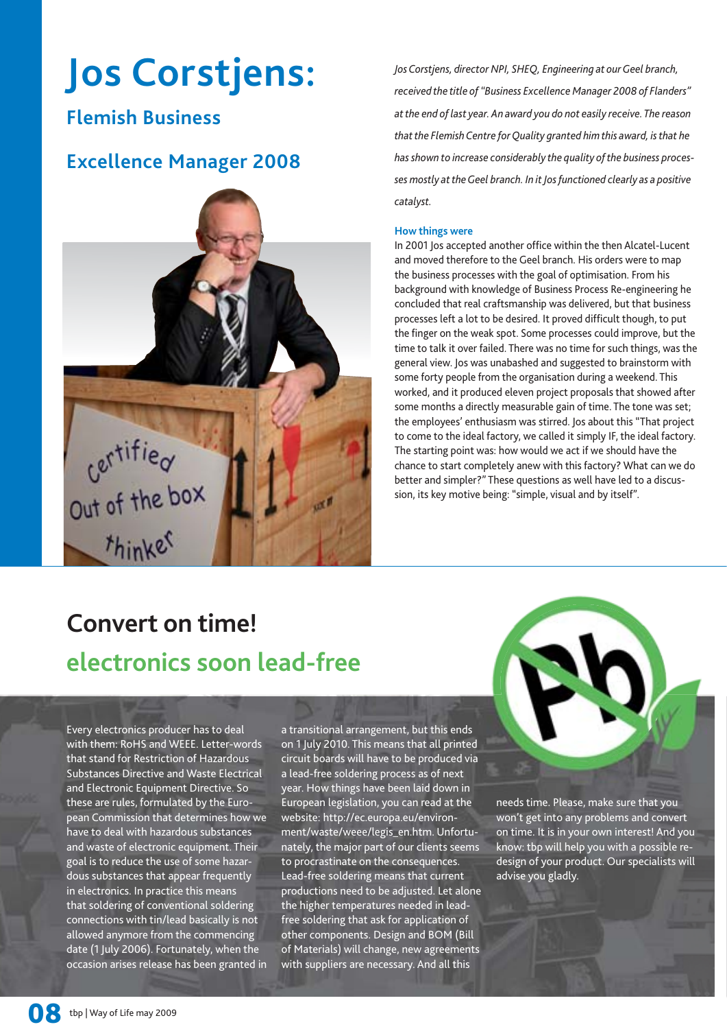# Jos Corstjens: Flemish Business Excellence Manager 2008

*Jos Corstjens, director NPI, SHEQ, Engineering at our Geel branch, received the title of "Business Excellence Manager 2008 of Flanders" at the end of last year. An award you do not easily receive. The reason that the Flemish Centre for Quality granted him this award, is that he has shown to increase considerably the quality of the business processes mostly at the Geel branch. In it Jos functioned clearly as a positive catalyst.*

### How things were

In 2001 Jos accepted another office within the then Alcatel-Lucent and moved therefore to the Geel branch. His orders were to map the business processes with the goal of optimisation. From his background with knowledge of Business Process Re-engineering he concluded that real craftsmanship was delivered, but that business processes left a lot to be desired. It proved difficult though, to put the finger on the weak spot. Some processes could improve, but the time to talk it over failed. There was no time for such things, was the general view. Jos was unabashed and suggested to brainstorm with some forty people from the organisation during a weekend. This worked, and it produced eleven project proposals that showed after some months a directly measurable gain of time. The tone was set; the employees' enthusiasm was stirred. Jos about this "That project to come to the ideal factory, we called it simply IF, the ideal factory. The starting point was: how would we act if we should have the chance to start completely anew with this factory? What can we do better and simpler?" These questions as well have led to a discussion, its key motive being: "simple, visual and by itself".

# Convert on time!

## electronics soon lead-free

Every electronics producer has to deal with them: RoHS and WEEE. Letter-words that stand for Restriction of Hazardous Substances Directive and Waste Electrical and Electronic Equipment Directive. So these are rules, formulated by the European Commission that determines how we have to deal with hazardous substances and waste of electronic equipment. Their goal is to reduce the use of some hazardous substances that appear frequently in electronics. In practice this means that soldering of conventional soldering connections with tin/lead basically is not allowed anymore from the commencing date (1 July 2006). Fortunately, when the occasion arises release has been granted in a transitional arrangement, but this ends on 1 July 2010. This means that all printed circuit boards will have to be produced via a lead-free soldering process as of next year. How things have been laid down in European legislation, you can read at the website: http://ec.europa.eu/environment/waste/weee/legis_en.htm. Unfortunately, the major part of our clients seems to procrastinate on the consequences. Lead-free soldering means that current productions need to be adjusted. Let alone the higher temperatures needed in lead-free soldering that ask for application of other components. Design and BOM (Bill of Materials) will change, new agreements with suppliers are necessary. And all this needs time. Please, make sure that you won't get into any problems and convert on time. It is in your own interest! And you know: tbp will help you with a possible re-design of your product. Our specialists will advise you gladly.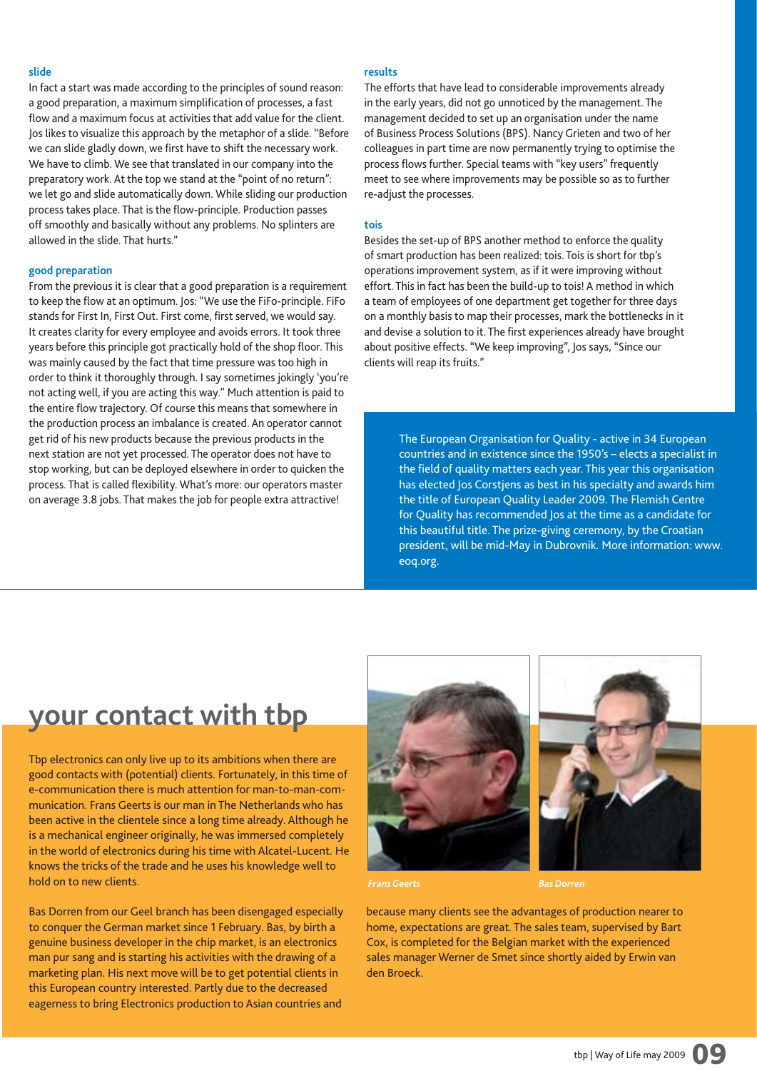### slide

In fact a start was made according to the principles of sound reason: a good preparation, a maximum simplification of processes, a fast flow and a maximum focus at activities that add value for the client. Jos likes to visualize this approach by the metaphor of a slide. "Before we can slide gladly down, we first have to shift the necessary work. We have to climb. We see that translated in our company into the preparatory work. At the top we stand at the "point of no return": we let go and slide automatically down. While sliding our production process takes place. That is the flow-principle. Production passes off smoothly and basically without any problems. No splinters are allowed in the slide. That hurts."

### good preparation

From the previous it is clear that a good preparation is a requirement to keep the flow at an optimum. Jos: "We use the FiFo-principle. FiFo stands for First In, First Out. First come, first served, we would say. It creates clarity for every employee and avoids errors. It took three years before this principle got practically hold of the shop floor. This was mainly caused by the fact that time pressure was too high in order to think it thoroughly through. I say sometimes jokingly 'you're not acting well, if you are acting this way." Much attention is paid to the entire flow trajectory. Of course this means that somewhere in the production process an imbalance is created. An operator cannot get rid of his new products because the previous products in the next station are not yet processed. The operator does not have to stop working, but can be deployed elsewhere in order to quicken the process. That is called flexibility. What's more: our operators master on average 3.8 jobs. That makes the job for people extra attractive!

### results

The efforts that have lead to considerable improvements already in the early years, did not go unnoticed by the management. The management decided to set up an organisation under the name of Business Process Solutions (BPS). Nancy Grieten and two of her colleagues in part time are now permanently trying to optimise the process flows further. Special teams with "key users" frequently meet to see where improvements may be possible so as to further re-adjust the processes.

### tois

Besides the set-up of BPS another method to enforce the quality of smart production has been realized: tois. Tois is short for tbp's operations improvement system, as if it were improving without effort. This in fact has been the build-up to tois! A method in which a team of employees of one department get together for three days on a monthly basis to map their processes, mark the bottlenecks in it and devise a solution to it. The first experiences already have brought about positive effects. "We keep improving", Jos says, "Since our clients will reap its fruits."

The European Organisation for Quality - active in 34 European countries and in existence since the 1950's – elects a specialist in the field of quality matters each year. This year this organisation has elected Jos Corstjens as best in his specialty and awards him the title of European Quality Leader 2009. The Flemish Centre for Quality has recommended Jos at the time as a candidate for this beautiful title. The prize-giving ceremony, by the Croatian president, will be mid-May in Dubrovnik. More information: www.eoq.org.

## your contact with tbp

Tbp electronics can only live up to its ambitions when there are good contacts with (potential) clients. Fortunately, in this time of e-communication there is much attention for man-to-man-communication. Frans Geerts is our man in The Netherlands who has been active in the clientele since a long time already. Although he is a mechanical engineer originally, he was immersed completely in the world of electronics during his time with Alcatel-Lucent. He knows the tricks of the trade and he uses his knowledge well to hold on to new clients.

Bas Dorren from our Geel branch has been disengaged especially to conquer the German market since 1 February. Bas, by birth a genuine business developer in the chip market, is an electronics man pur sang and is starting his activities with the drawing of a marketing plan. His next move will be to get potential clients in this European country interested. Partly due to the decreased eagerness to bring Electronics production to Asian countries and because many clients see the advantages of production nearer to home, expectations are great. The sales team, supervised by Bart Cox, is completed for the Belgian market with the experienced sales manager Werner de Smet since shortly aided by Erwin van den Broeck.

*Frans Geerts*

*Bas Dorren*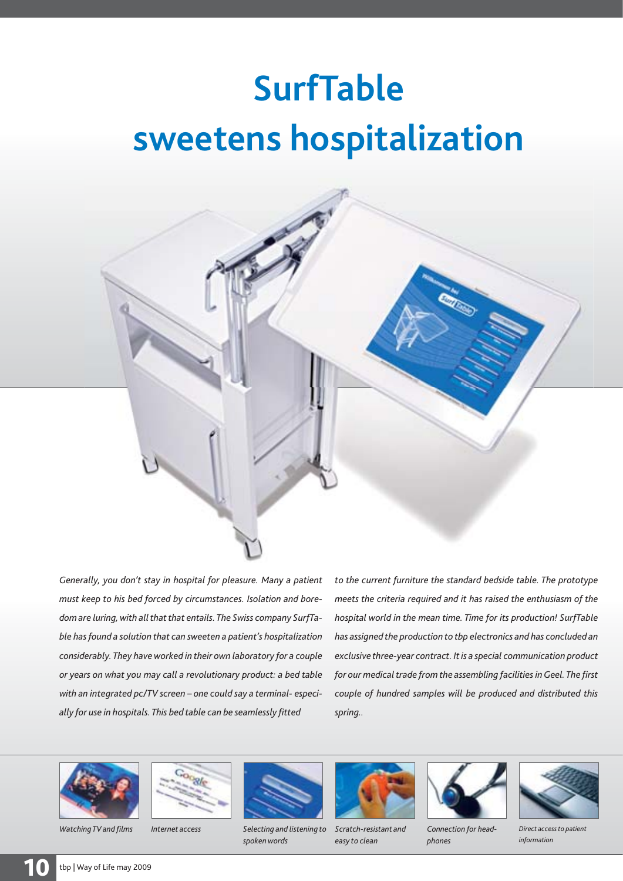# SurfTable sweetens hospitalization

*Generally, you don't stay in hospital for pleasure. Many a patient must keep to his bed forced by circumstances. Isolation and boredom are luring, with all that that entails. The Swiss company SurfTable has found a solution that can sweeten a patient's hospitalization considerably. They have worked in their own laboratory for a couple or years on what you may call a revolutionary product: a bed table with an integrated pc/TV screen – one could say a terminal- especially for use in hospitals. This bed table can be seamlessly fitted to the current furniture the standard bedside table. The prototype meets the criteria required and it has raised the enthusiasm of the hospital world in the mean time. Time for its production! SurfTable has assigned the production to tbp electronics and has concluded an exclusive three-year contract. It is a special communication product for our medical trade from the assembling facilities in Geel. The first couple of hundred samples will be produced and distributed this spring..*

*Watching TV and films*

*Internet access*

*Selecting and listening to spoken words*

*Scratch-resistant and easy to clean*

*Connection for headphones*

*Direct access to patient information*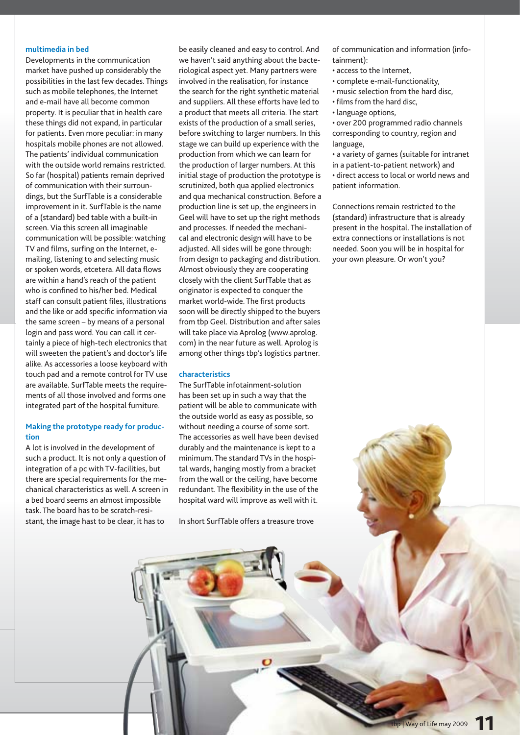### multimedia in bed

Developments in the communication market have pushed up considerably the possibilities in the last few decades. Things such as mobile telephones, the Internet and e-mail have all become common property. It is peculiar that in health care these things did not expand, in particular for patients. Even more peculiar: in many hospitals mobile phones are not allowed. The patients' individual communication with the outside world remains restricted. So far (hospital) patients remain deprived of communication with their surroundings, but the SurfTable is a considerable improvement in it. SurfTable is the name of a (standard) bed table with a built-in screen. Via this screen all imaginable communication will be possible: watching TV and films, surfing on the Internet, e-mailing, listening to and selecting music or spoken words, etcetera. All data flows are within a hand's reach of the patient who is confined to his/her bed. Medical staff can consult patient files, illustrations and the like or add specific information via the same screen – by means of a personal login and pass word. You can call it certainly a piece of high-tech electronics that will sweeten the patient's and doctor's life alike. As accessories a loose keyboard with touch pad and a remote control for TV use are available. SurfTable meets the requirements of all those involved and forms one integrated part of the hospital furniture.

### Making the prototype ready for production

A lot is involved in the development of such a product. It is not only a question of integration of a pc with TV-facilities, but there are special requirements for the mechanical characteristics as well. A screen in a bed board seems an almost impossible task. The board has to be scratch-resistant, the image hast to be clear, it has to be easily cleaned and easy to control. And we haven't said anything about the bacteriological aspect yet. Many partners were involved in the realisation, for instance the search for the right synthetic material and suppliers. All these efforts have led to a product that meets all criteria. The start exists of the production of a small series, before switching to larger numbers. In this stage we can build up experience with the production from which we can learn for the production of larger numbers. At this initial stage of production the prototype is scrutinized, both qua applied electronics and qua mechanical construction. Before a production line is set up, the engineers in Geel will have to set up the right methods and processes. If needed the mechanical and electronic design will have to be adjusted. All sides will be gone through: from design to packaging and distribution. Almost obviously they are cooperating closely with the client SurfTable that as originator is expected to conquer the market world-wide. The first products soon will be directly shipped to the buyers from tbp Geel. Distribution and after sales will take place via Aprolog (www.aprolog.com) in the near future as well. Aprolog is among other things tbp's logistics partner.

### characteristics

The SurfTable infotainment-solution has been set up in such a way that the patient will be able to communicate with the outside world as easy as possible, so without needing a course of some sort. The accessories as well have been devised durably and the maintenance is kept to a minimum. The standard TVs in the hospital wards, hanging mostly from a bracket from the wall or the ceiling, have become redundant. The flexibility in the use of the hospital ward will improve as well with it.

In short SurfTable offers a treasure trove of communication and information (infotainment):

- access to the Internet,
- complete e-mail-functionality,
- music selection from the hard disc,
- films from the hard disc,
- language options,
- over 200 programmed radio channels corresponding to country, region and language,
- a variety of games (suitable for intranet in a patient-to-patient network) and
- direct access to local or world news and patient information.

Connections remain restricted to the (standard) infrastructure that is already present in the hospital. The installation of extra connections or installations is not needed. Soon you will be in hospital for your own pleasure. Or won't you?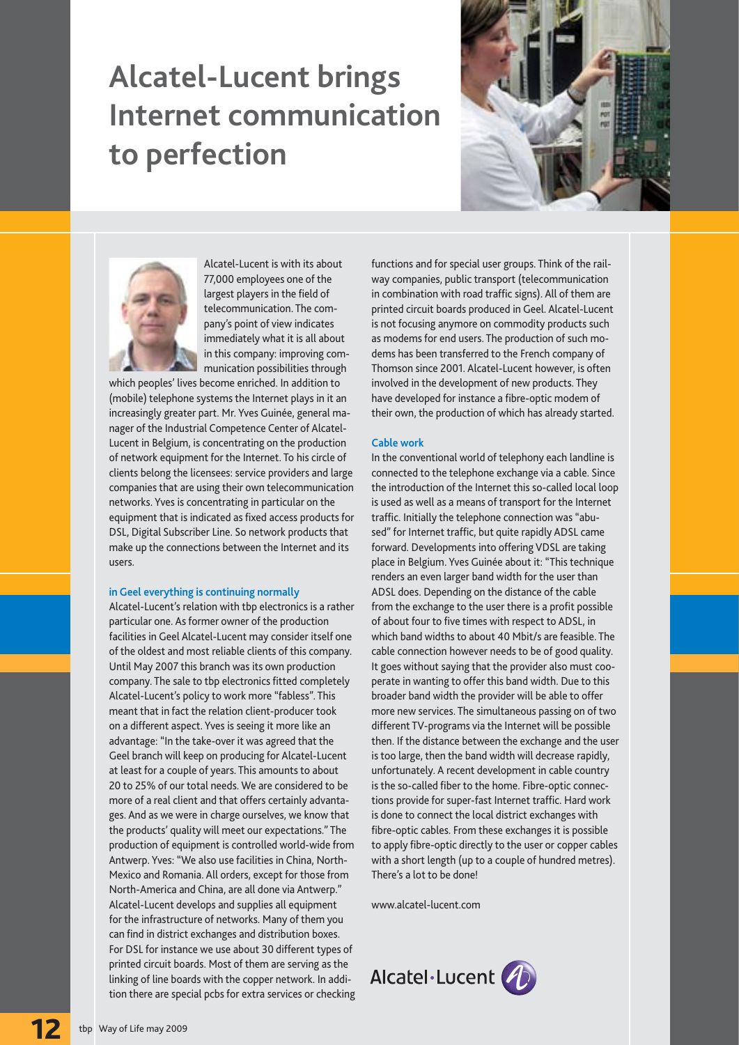# Alcatel-Lucent brings Internet communication to perfection

Alcatel-Lucent is with its about 77,000 employees one of the largest players in the field of telecommunication. The company's point of view indicates immediately what it is all about in this company: improving communication possibilities through which peoples' lives become enriched. In addition to (mobile) telephone systems the Internet plays in it an increasingly greater part. Mr. Yves Guinée, general manager of the Industrial Competence Center of Alcatel-Lucent in Belgium, is concentrating on the production of network equipment for the Internet. To his circle of clients belong the licensees: service providers and large companies that are using their own telecommunication networks. Yves is concentrating in particular on the equipment that is indicated as fixed access products for DSL, Digital Subscriber Line. So network products that make up the connections between the Internet and its users.

### in Geel everything is continuing normally

Alcatel-Lucent's relation with tbp electronics is a rather particular one. As former owner of the production facilities in Geel Alcatel-Lucent may consider itself one of the oldest and most reliable clients of this company. Until May 2007 this branch was its own production company. The sale to tbp electronics fitted completely Alcatel-Lucent's policy to work more "fabless". This meant that in fact the relation client-producer took on a different aspect. Yves is seeing it more like an advantage: "In the take-over it was agreed that the Geel branch will keep on producing for Alcatel-Lucent at least for a couple of years. This amounts to about 20 to 25% of our total needs. We are considered to be more of a real client and that offers certainly advantages. And as we were in charge ourselves, we know that the products' quality will meet our expectations." The production of equipment is controlled world-wide from Antwerp. Yves: "We also use facilities in China, North-Mexico and Romania. All orders, except for those from North-America and China, are all done via Antwerp." Alcatel-Lucent develops and supplies all equipment for the infrastructure of networks. Many of them you can find in district exchanges and distribution boxes. For DSL for instance we use about 30 different types of printed circuit boards. Most of them are serving as the linking of line boards with the copper network. In addition there are special pcbs for extra services or checking functions and for special user groups. Think of the railway companies, public transport (telecommunication in combination with road traffic signs). All of them are printed circuit boards produced in Geel. Alcatel-Lucent is not focusing anymore on commodity products such as modems for end users. The production of such modems has been transferred to the French company of Thomson since 2001. Alcatel-Lucent however, is often involved in the development of new products. They have developed for instance a fibre-optic modem of their own, the production of which has already started.

### Cable work

In the conventional world of telephony each landline is connected to the telephone exchange via a cable. Since the introduction of the Internet this so-called local loop is used as well as a means of transport for the Internet traffic. Initially the telephone connection was "abused" for Internet traffic, but quite rapidly ADSL came forward. Developments into offering VDSL are taking place in Belgium. Yves Guinée about it: "This technique renders an even larger band width for the user than ADSL does. Depending on the distance of the cable from the exchange to the user there is a profit possible of about four to five times with respect to ADSL, in which band widths to about 40 Mbit/s are feasible. The cable connection however needs to be of good quality. It goes without saying that the provider also must cooperate in wanting to offer this band width. Due to this broader band width the provider will be able to offer more new services. The simultaneous passing on of two different TV-programs via the Internet will be possible then. If the distance between the exchange and the user is too large, then the band width will decrease rapidly, unfortunately. A recent development in cable country is the so-called fiber to the home. Fibre-optic connections provide for super-fast Internet traffic. Hard work is done to connect the local district exchanges with fibre-optic cables. From these exchanges it is possible to apply fibre-optic directly to the user or copper cables with a short length (up to a couple of hundred metres). There's a lot to be done!

www.alcatel-lucent.com

Alcatel·Lucent